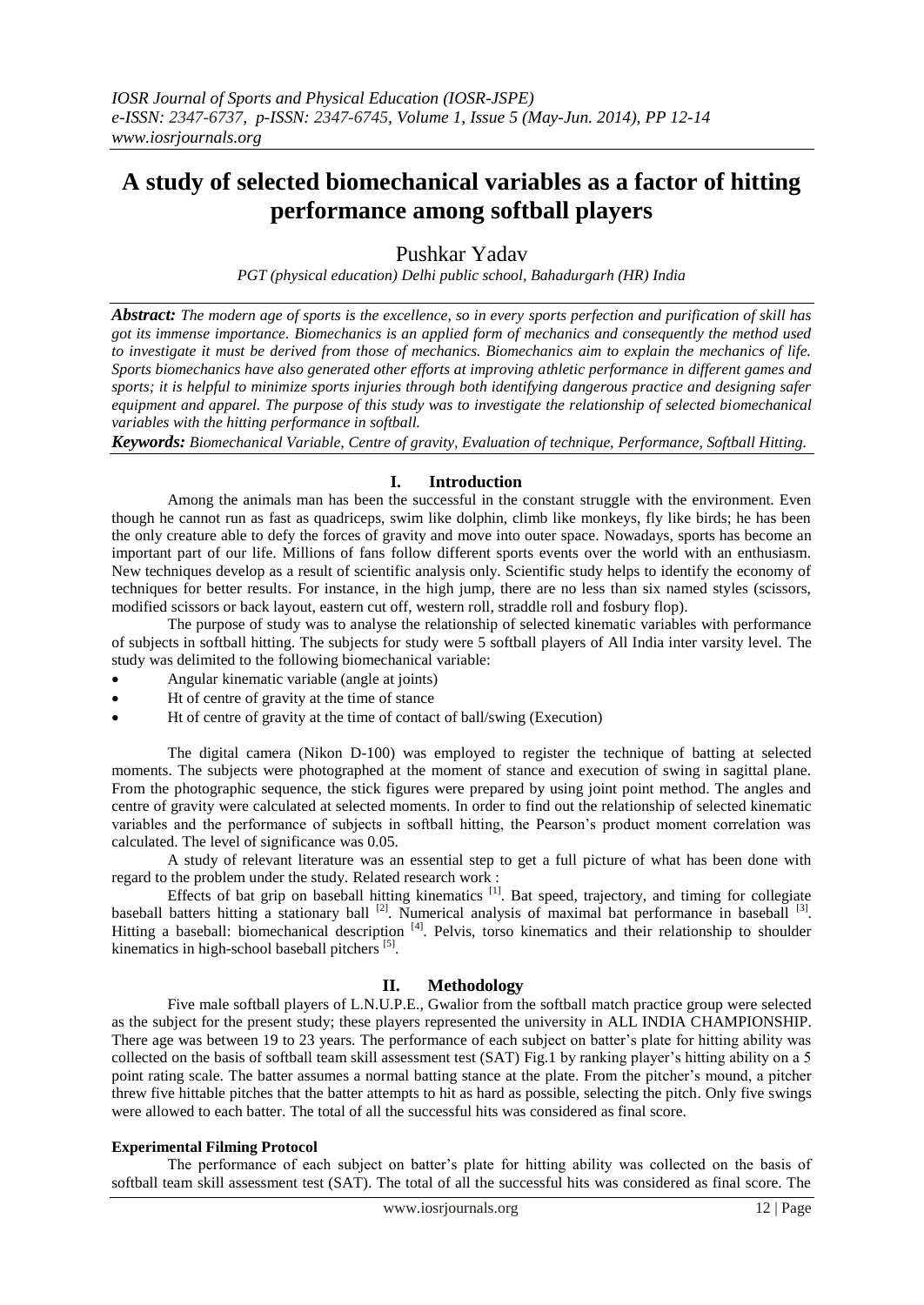# A study of selected biomechanical variables as a factor of hitting performance among softball players

Pushkar Yadav

*PGT (physical education) Delhi public school, Bahadurgarh (HR) India*

***Abstract:*** *The modern age of sports is the excellence, so in every sports perfection and purification of skill has got its immense importance. Biomechanics is an applied form of mechanics and consequently the method used to investigate it must be derived from those of mechanics. Biomechanics aim to explain the mechanics of life. Sports biomechanics have also generated other efforts at improving athletic performance in different games and sports; it is helpful to minimize sports injuries through both identifying dangerous practice and designing safer equipment and apparel. The purpose of this study was to investigate the relationship of selected biomechanical variables with the hitting performance in softball.*

***Keywords:*** *Biomechanical Variable, Centre of gravity, Evaluation of technique, Performance, Softball Hitting.*

## I. Introduction

Among the animals man has been the successful in the constant struggle with the environment. Even though he cannot run as fast as quadriceps, swim like dolphin, climb like monkeys, fly like birds; he has been the only creature able to defy the forces of gravity and move into outer space. Nowadays, sports has become an important part of our life. Millions of fans follow different sports events over the world with an enthusiasm. New techniques develop as a result of scientific analysis only. Scientific study helps to identify the economy of techniques for better results. For instance, in the high jump, there are no less than six named styles (scissors, modified scissors or back layout, eastern cut off, western roll, straddle roll and fosbury flop).

The purpose of study was to analyse the relationship of selected kinematic variables with performance of subjects in softball hitting. The subjects for study were 5 softball players of All India inter varsity level. The study was delimited to the following biomechanical variable:

- Angular kinematic variable (angle at joints)
- Ht of centre of gravity at the time of stance
- Ht of centre of gravity at the time of contact of ball/swing (Execution)

The digital camera (Nikon D-100) was employed to register the technique of batting at selected moments. The subjects were photographed at the moment of stance and execution of swing in sagittal plane. From the photographic sequence, the stick figures were prepared by using joint point method. The angles and centre of gravity were calculated at selected moments. In order to find out the relationship of selected kinematic variables and the performance of subjects in softball hitting, the Pearson's product moment correlation was calculated. The level of significance was 0.05.

A study of relevant literature was an essential step to get a full picture of what has been done with regard to the problem under the study. Related research work :

Effects of bat grip on baseball hitting kinematics [1]. Bat speed, trajectory, and timing for collegiate baseball batters hitting a stationary ball [2]. Numerical analysis of maximal bat performance in baseball [3]. Hitting a baseball: biomechanical description [4]. Pelvis, torso kinematics and their relationship to shoulder kinematics in high-school baseball pitchers [5].

## II. Methodology

Five male softball players of L.N.U.P.E., Gwalior from the softball match practice group were selected as the subject for the present study; these players represented the university in ALL INDIA CHAMPIONSHIP. There age was between 19 to 23 years. The performance of each subject on batter's plate for hitting ability was collected on the basis of softball team skill assessment test (SAT) Fig.1 by ranking player's hitting ability on a 5 point rating scale. The batter assumes a normal batting stance at the plate. From the pitcher's mound, a pitcher threw five hittable pitches that the batter attempts to hit as hard as possible, selecting the pitch. Only five swings were allowed to each batter. The total of all the successful hits was considered as final score.

**Experimental Filming Protocol**

The performance of each subject on batter's plate for hitting ability was collected on the basis of softball team skill assessment test (SAT). The total of all the successful hits was considered as final score. The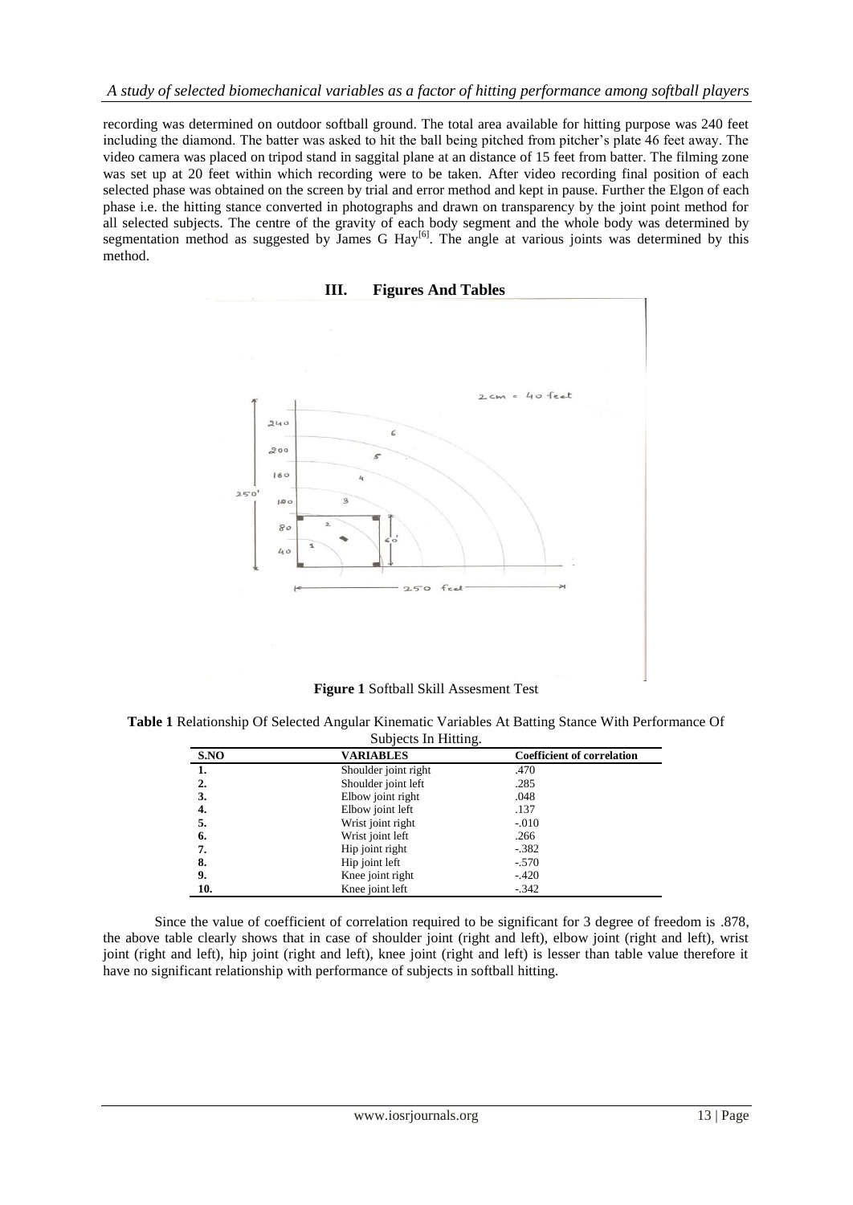recording was determined on outdoor softball ground. The total area available for hitting purpose was 240 feet including the diamond. The batter was asked to hit the ball being pitched from pitcher's plate 46 feet away. The video camera was placed on tripod stand in saggital plane at an distance of 15 feet from batter. The filming zone was set up at 20 feet within which recording were to be taken. After video recording final position of each selected phase was obtained on the screen by trial and error method and kept in pause. Further the Elgon of each phase i.e. the hitting stance converted in photographs and drawn on transparency by the joint point method for all selected subjects. The centre of the gravity of each body segment and the whole body was determined by segmentation method as suggested by James G Hay[6]. The angle at various joints was determined by this method.

## III. Figures And Tables

**Figure 1** Softball Skill Assesment Test

**Table 1** Relationship Of Selected Angular Kinematic Variables At Batting Stance With Performance Of Subjects In Hitting.

| S.NO | VARIABLES | Coefficient of correlation |
|---|---|---|
| 1. | Shoulder joint right | .470 |
| 2. | Shoulder joint left | .285 |
| 3. | Elbow joint right | .048 |
| 4. | Elbow joint left | .137 |
| 5. | Wrist joint right | -.010 |
| 6. | Wrist joint left | .266 |
| 7. | Hip joint right | -.382 |
| 8. | Hip joint left | -.570 |
| 9. | Knee joint right | -.420 |
| 10. | Knee joint left | -.342 |

Since the value of coefficient of correlation required to be significant for 3 degree of freedom is .878, the above table clearly shows that in case of shoulder joint (right and left), elbow joint (right and left), wrist joint (right and left), hip joint (right and left), knee joint (right and left) is lesser than table value therefore it have no significant relationship with performance of subjects in softball hitting.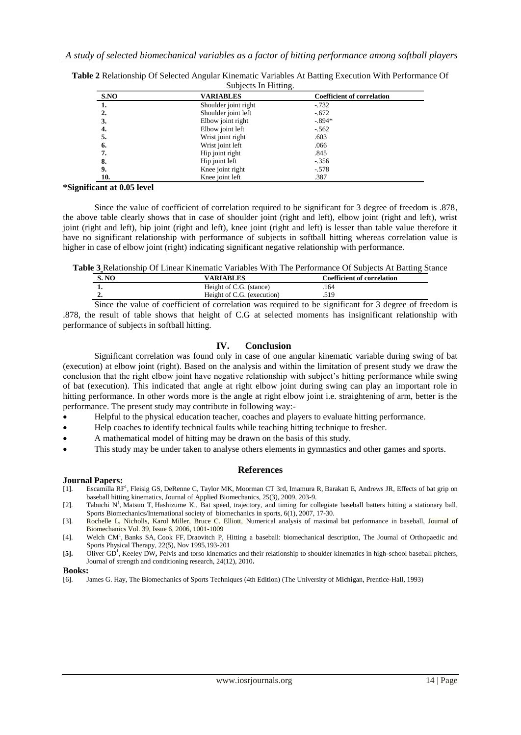**Table 2** Relationship Of Selected Angular Kinematic Variables At Batting Execution With Performance Of Subjects In Hitting.

| S.NO | VARIABLES | Coefficient of correlation |
|---|---|---|
| 1. | Shoulder joint right | -.732 |
| 2. | Shoulder joint left | -.672 |
| 3. | Elbow joint right | -.894* |
| 4. | Elbow joint left | -.562 |
| 5. | Wrist joint right | .603 |
| 6. | Wrist joint left | .066 |
| 7. | Hip joint right | .845 |
| 8. | Hip joint left | -.356 |
| 9. | Knee joint right | -.578 |
| 10. | Knee joint left | .387 |

**\*Significant at 0.05 level**

Since the value of coefficient of correlation required to be significant for 3 degree of freedom is .878, the above table clearly shows that in case of shoulder joint (right and left), elbow joint (right and left), wrist joint (right and left), hip joint (right and left), knee joint (right and left) is lesser than table value therefore it have no significant relationship with performance of subjects in softball hitting whereas correlation value is higher in case of elbow joint (right) indicating significant negative relationship with performance.

**Table 3** Relationship Of Linear Kinematic Variables With The Performance Of Subjects At Batting Stance

| S. NO | VARIABLES | Coefficient of correlation |
|---|---|---|
| 1. | Height of C.G. (stance) | .164 |
| 2. | Height of C.G. (execution) | .519 |

Since the value of coefficient of correlation was required to be significant for 3 degree of freedom is .878, the result of table shows that height of C.G at selected moments has insignificant relationship with performance of subjects in softball hitting.

## IV. Conclusion

Significant correlation was found only in case of one angular kinematic variable during swing of bat (execution) at elbow joint (right). Based on the analysis and within the limitation of present study we draw the conclusion that the right elbow joint have negative relationship with subject's hitting performance while swing of bat (execution). This indicated that angle at right elbow joint during swing can play an important role in hitting performance. In other words more is the angle at right elbow joint i.e. straightening of arm, better is the performance. The present study may contribute in following way:-

- Helpful to the physical education teacher, coaches and players to evaluate hitting performance.
- Help coaches to identify technical faults while teaching hitting technique to fresher.
- A mathematical model of hitting may be drawn on the basis of this study.
- This study may be under taken to analyse others elements in gymnastics and other games and sports.

## References

**Journal Papers:**

[1]. Escamilla RF[1], Fleisig GS, DeRenne C, Taylor MK, Moorman CT 3rd, Imamura R, Barakatt E, Andrews JR, Effects of bat grip on baseball hitting kinematics, Journal of Applied Biomechanics, 25(3), 2009, 203-9.

[2]. Tabuchi N[1], Matsuo T, Hashizume K., Bat speed, trajectory, and timing for collegiate baseball batters hitting a stationary ball, Sports Biomechanics/International society of biomechanics in sports, 6(1), 2007, 17-30.

[3]. Rochelle L. Nicholls, Karol Miller, Bruce C. Elliott, Numerical analysis of maximal bat performance in baseball, Journal of Biomechanics Vol. 39, Issue 6, 2006, 1001-1009

[4]. Welch CM[1], Banks SA, Cook FF, Draovitch P, Hitting a baseball: biomechanical description, The Journal of Orthopaedic and Sports Physical Therapy, 22(5), Nov 1995,193-201

**[5].** Oliver GD[1], Keeley DW**,** Pelvis and torso kinematics and their relationship to shoulder kinematics in high-school baseball pitchers, Journal of strength and conditioning research, 24(12), 2010**.**

**Books:**

[6]. James G. Hay, The Biomechanics of Sports Techniques (4th Edition) (The University of Michigan, Prentice-Hall, 1993)